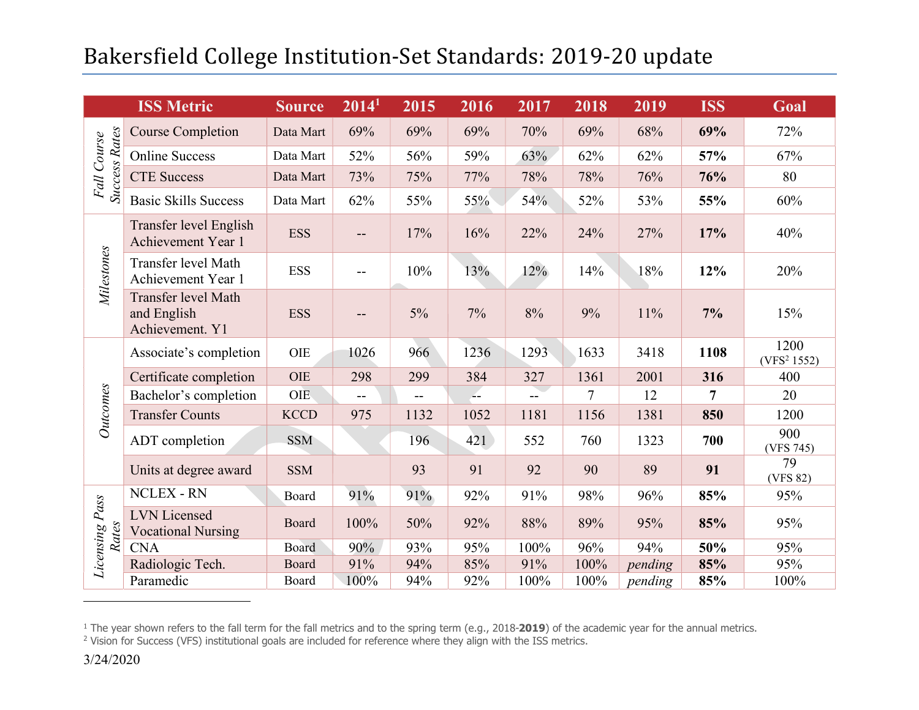# Bakersfield College Institution-Set Standards: 2019-20 update

| | ISS Metric | Source | 2014[1] | 2015 | 2016 | 2017 | 2018 | 2019 | ISS | Goal |
|---|---|---|---|---|---|---|---|---|---|---|
| *Fall Course Success Rates* | Course Completion | Data Mart | 69% | 69% | 69% | 70% | 69% | 68% | **69%** | 72% |
| | Online Success | Data Mart | 52% | 56% | 59% | 63% | 62% | 62% | **57%** | 67% |
| | CTE Success | Data Mart | 73% | 75% | 77% | 78% | 78% | 76% | **76%** | 80 |
| | Basic Skills Success | Data Mart | 62% | 55% | 55% | 54% | 52% | 53% | **55%** | 60% |
| *Milestones* | Transfer level English Achievement Year 1 | ESS | -- | 17% | 16% | 22% | 24% | 27% | **17%** | 40% |
| | Transfer level Math Achievement Year 1 | ESS | -- | 10% | 13% | 12% | 14% | 18% | **12%** | 20% |
| | Transfer level Math and English Achievement. Y1 | ESS | -- | 5% | 7% | 8% | 9% | 11% | **7%** | 15% |
| *Outcomes* | Associate's completion | OIE | 1026 | 966 | 1236 | 1293 | 1633 | 3418 | **1108** | 1200 (VFS[2] 1552) |
| | Certificate completion | OIE | 298 | 299 | 384 | 327 | 1361 | 2001 | **316** | 400 |
| | Bachelor's completion | OIE | -- | -- | -- | -- | 7 | 12 | **7** | 20 |
| | Transfer Counts | KCCD | 975 | 1132 | 1052 | 1181 | 1156 | 1381 | **850** | 1200 |
| | ADT completion | SSM | | 196 | 421 | 552 | 760 | 1323 | **700** | 900 (VFS 745) |
| | Units at degree award | SSM | | 93 | 91 | 92 | 90 | 89 | **91** | 79 (VFS 82) |
| *Licensing Pass Rates* | NCLEX - RN | Board | 91% | 91% | 92% | 91% | 98% | 96% | **85%** | 95% |
| | LVN Licensed Vocational Nursing | Board | 100% | 50% | 92% | 88% | 89% | 95% | **85%** | 95% |
| | CNA | Board | 90% | 93% | 95% | 100% | 96% | 94% | **50%** | 95% |
| | Radiologic Tech. | Board | 91% | 94% | 85% | 91% | 100% | *pending* | **85%** | 95% |
| | Paramedic | Board | 100% | 94% | 92% | 100% | 100% | *pending* | **85%** | 100% |

[1] The year shown refers to the fall term for the fall metrics and to the spring term (e.g., 2018-**2019**) of the academic year for the annual metrics.

[2] Vision for Success (VFS) institutional goals are included for reference where they align with the ISS metrics.

3/24/2020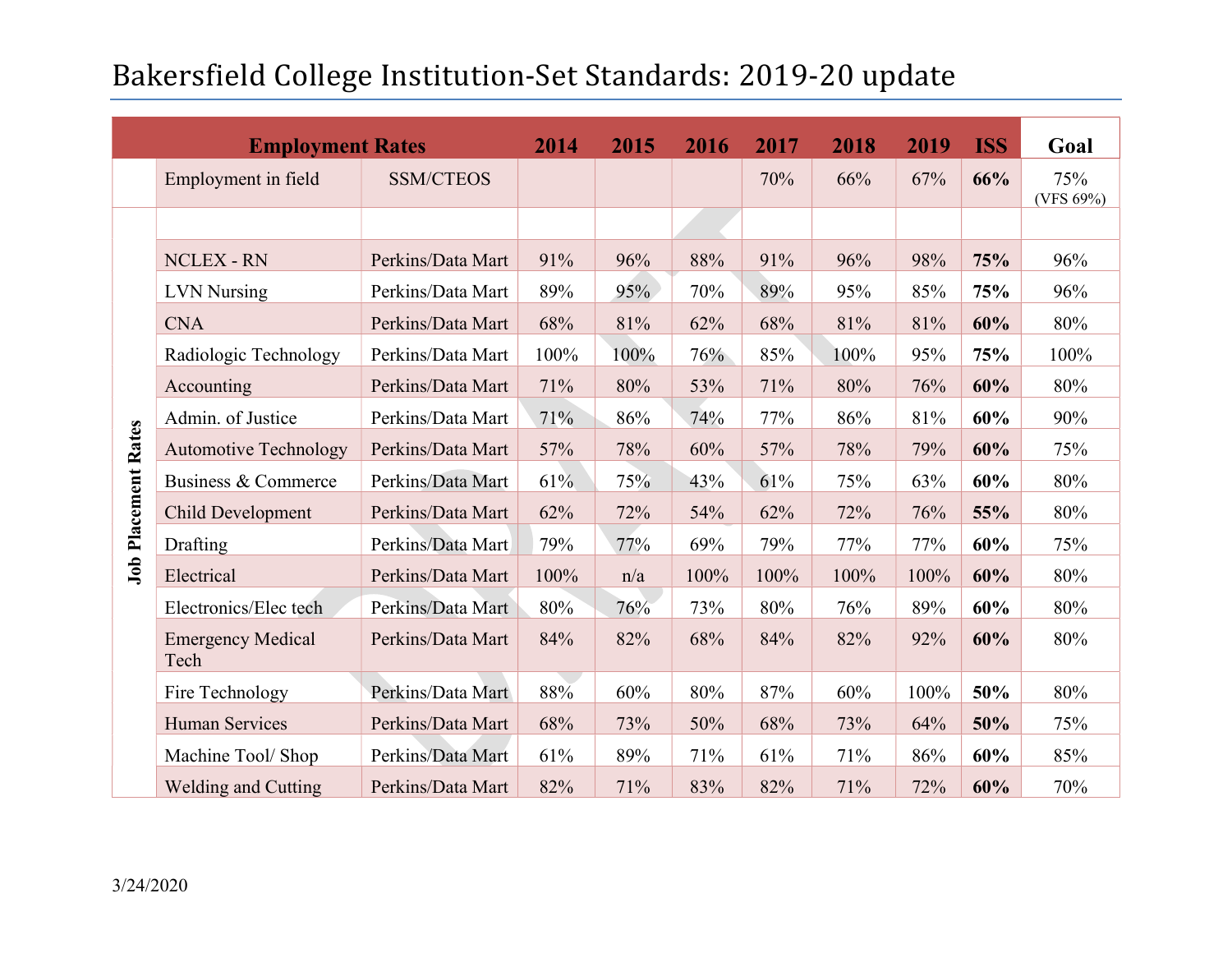# Bakersfield College Institution-Set Standards: 2019-20 update

| | Employment Rates | | 2014 | 2015 | 2016 | 2017 | 2018 | 2019 | ISS | Goal |
|---|---|---|---|---|---|---|---|---|---|---|
| | Employment in field | SSM/CTEOS | | | | 70% | 66% | 67% | **66%** | 75% (VFS 69%) |
| **Job Placement Rates** | | | | | | | | | | |
| | NCLEX - RN | Perkins/Data Mart | 91% | 96% | 88% | 91% | 96% | 98% | **75%** | 96% |
| | LVN Nursing | Perkins/Data Mart | 89% | 95% | 70% | 89% | 95% | 85% | **75%** | 96% |
| | CNA | Perkins/Data Mart | 68% | 81% | 62% | 68% | 81% | 81% | **60%** | 80% |
| | Radiologic Technology | Perkins/Data Mart | 100% | 100% | 76% | 85% | 100% | 95% | **75%** | 100% |
| | Accounting | Perkins/Data Mart | 71% | 80% | 53% | 71% | 80% | 76% | **60%** | 80% |
| | Admin. of Justice | Perkins/Data Mart | 71% | 86% | 74% | 77% | 86% | 81% | **60%** | 90% |
| | Automotive Technology | Perkins/Data Mart | 57% | 78% | 60% | 57% | 78% | 79% | **60%** | 75% |
| | Business & Commerce | Perkins/Data Mart | 61% | 75% | 43% | 61% | 75% | 63% | **60%** | 80% |
| | Child Development | Perkins/Data Mart | 62% | 72% | 54% | 62% | 72% | 76% | **55%** | 80% |
| | Drafting | Perkins/Data Mart | 79% | 77% | 69% | 79% | 77% | 77% | **60%** | 75% |
| | Electrical | Perkins/Data Mart | 100% | n/a | 100% | 100% | 100% | 100% | **60%** | 80% |
| | Electronics/Elec tech | Perkins/Data Mart | 80% | 76% | 73% | 80% | 76% | 89% | **60%** | 80% |
| | Emergency Medical Tech | Perkins/Data Mart | 84% | 82% | 68% | 84% | 82% | 92% | **60%** | 80% |
| | Fire Technology | Perkins/Data Mart | 88% | 60% | 80% | 87% | 60% | 100% | **50%** | 80% |
| | Human Services | Perkins/Data Mart | 68% | 73% | 50% | 68% | 73% | 64% | **50%** | 75% |
| | Machine Tool/ Shop | Perkins/Data Mart | 61% | 89% | 71% | 61% | 71% | 86% | **60%** | 85% |
| | Welding and Cutting | Perkins/Data Mart | 82% | 71% | 83% | 82% | 71% | 72% | **60%** | 70% |

3/24/2020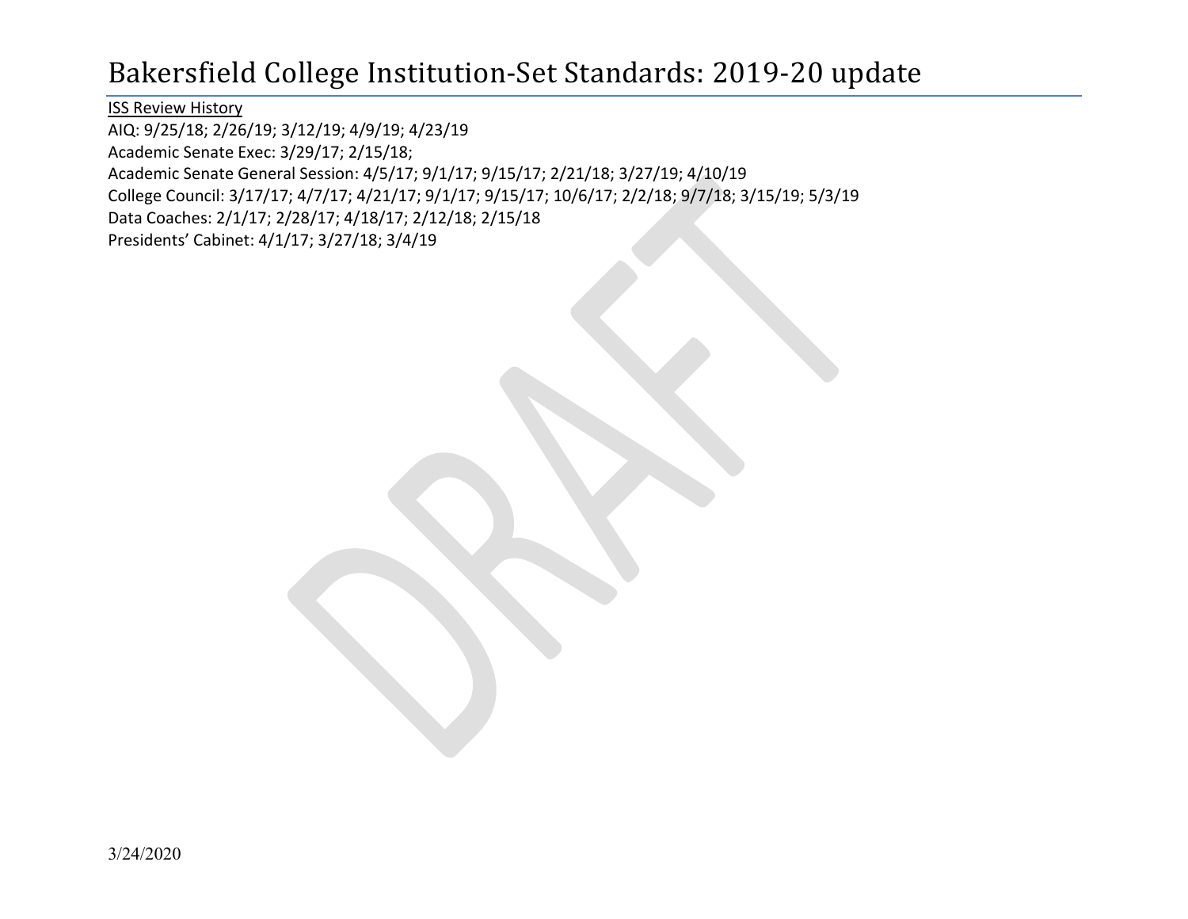# Bakersfield College Institution-Set Standards: 2019-20 update

ISS Review History

AIQ: 9/25/18; 2/26/19; 3/12/19; 4/9/19; 4/23/19
Academic Senate Exec: 3/29/17; 2/15/18;
Academic Senate General Session: 4/5/17; 9/1/17; 9/15/17; 2/21/18; 3/27/19; 4/10/19
College Council: 3/17/17; 4/7/17; 4/21/17; 9/1/17; 9/15/17; 10/6/17; 2/2/18; 9/7/18; 3/15/19; 5/3/19
Data Coaches: 2/1/17; 2/28/17; 4/18/17; 2/12/18; 2/15/18
Presidents' Cabinet: 4/1/17; 3/27/18; 3/4/19

DRAFT

3/24/2020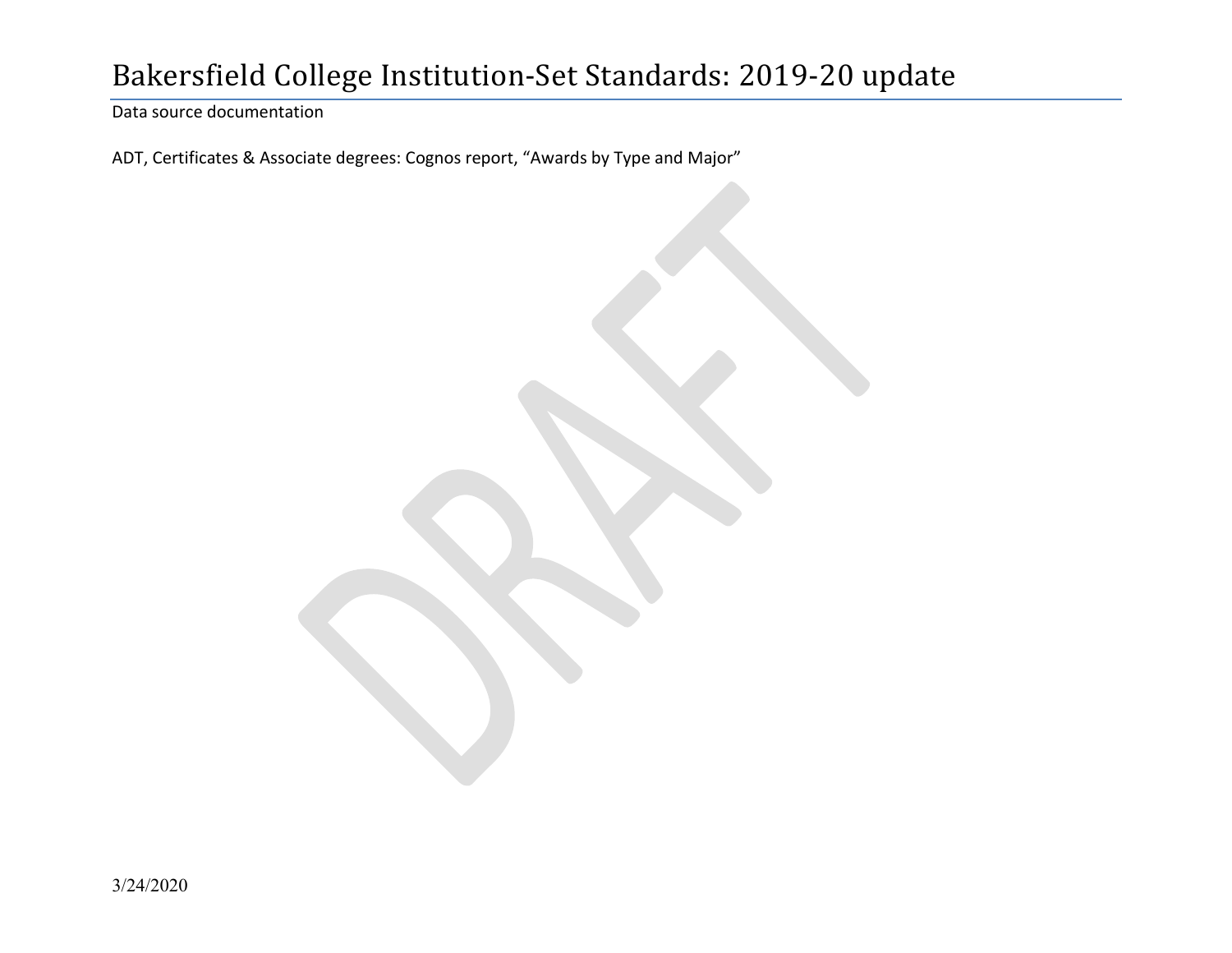Data source documentation

ADT, Certificates & Associate degrees: Cognos report, "Awards by Type and Major"